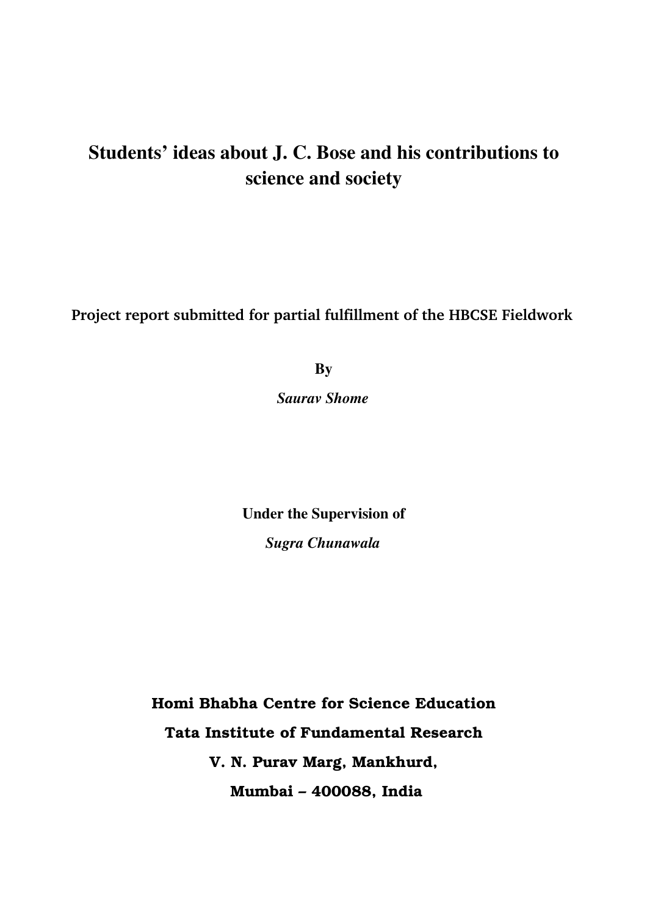# Students' ideas about J. C. Bose and his contributions to science and society

**Project report submitted for partial fulfillment of the HBCSE Fieldwork**

**By**

***Saurav Shome***

**Under the Supervision of**

***Sugra Chunawala***

**Homi Bhabha Centre for Science Education**

**Tata Institute of Fundamental Research**

**V. N. Purav Marg, Mankhurd,**

**Mumbai – 400088, India**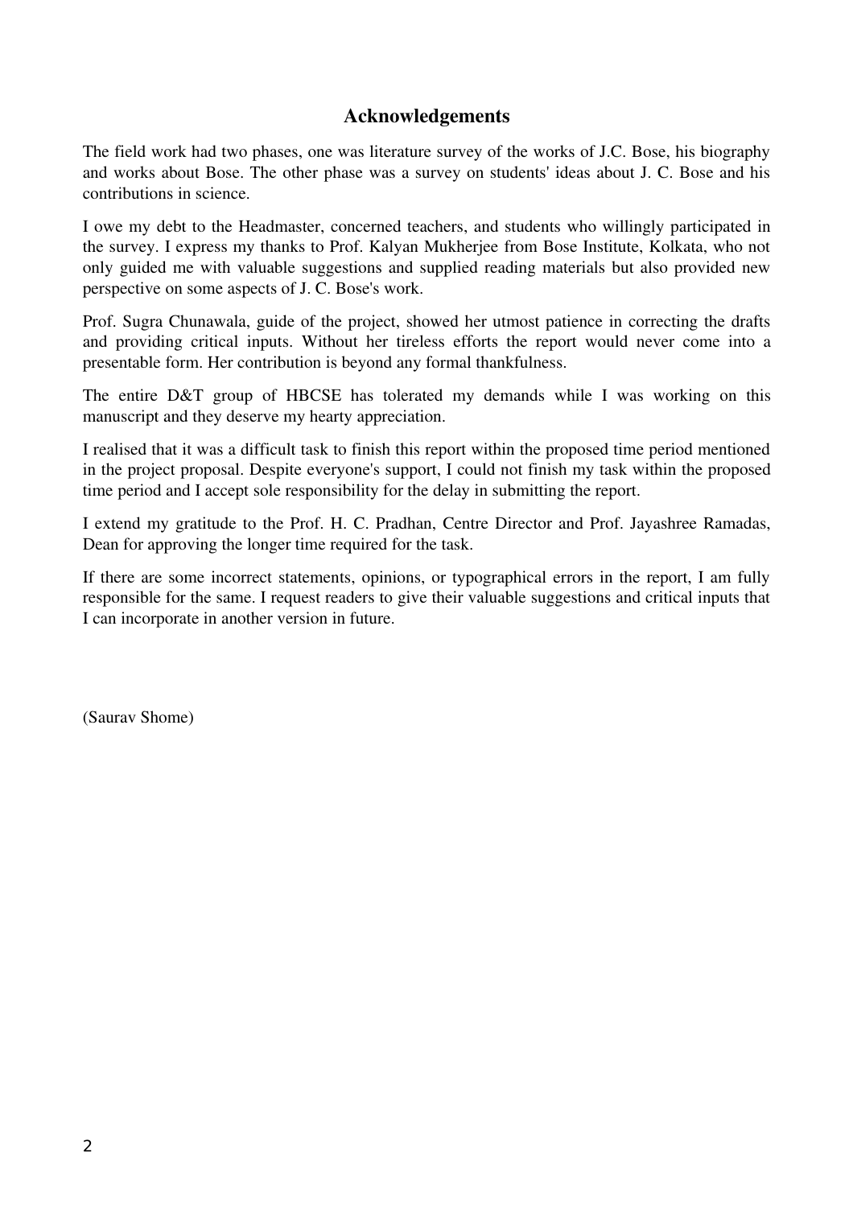# Acknowledgements

The field work had two phases, one was literature survey of the works of J.C. Bose, his biography and works about Bose. The other phase was a survey on students' ideas about J. C. Bose and his contributions in science.

I owe my debt to the Headmaster, concerned teachers, and students who willingly participated in the survey. I express my thanks to Prof. Kalyan Mukherjee from Bose Institute, Kolkata, who not only guided me with valuable suggestions and supplied reading materials but also provided new perspective on some aspects of J. C. Bose's work.

Prof. Sugra Chunawala, guide of the project, showed her utmost patience in correcting the drafts and providing critical inputs. Without her tireless efforts the report would never come into a presentable form. Her contribution is beyond any formal thankfulness.

The entire D&T group of HBCSE has tolerated my demands while I was working on this manuscript and they deserve my hearty appreciation.

I realised that it was a difficult task to finish this report within the proposed time period mentioned in the project proposal. Despite everyone's support, I could not finish my task within the proposed time period and I accept sole responsibility for the delay in submitting the report.

I extend my gratitude to the Prof. H. C. Pradhan, Centre Director and Prof. Jayashree Ramadas, Dean for approving the longer time required for the task.

If there are some incorrect statements, opinions, or typographical errors in the report, I am fully responsible for the same. I request readers to give their valuable suggestions and critical inputs that I can incorporate in another version in future.

(Saurav Shome)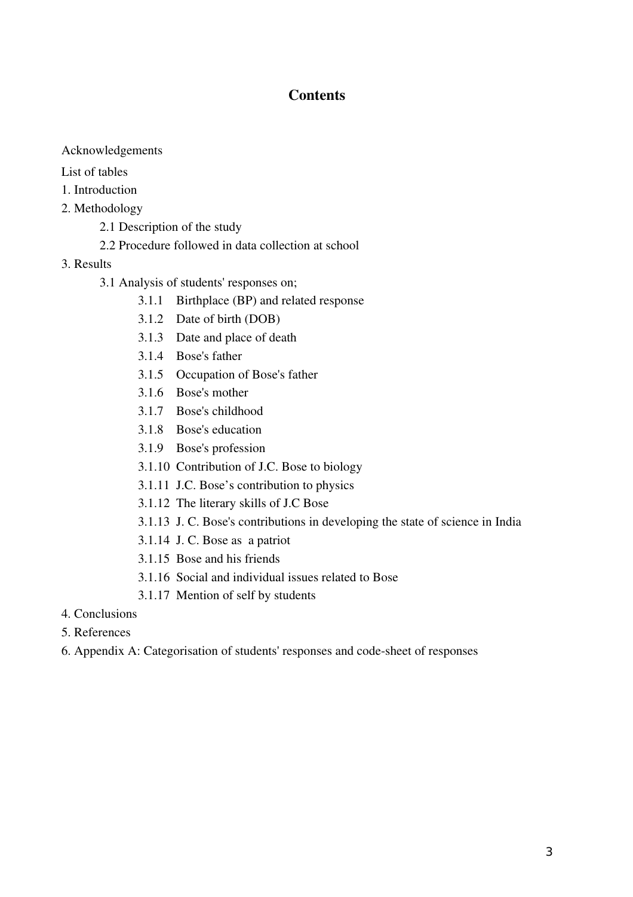# Contents

Acknowledgements

List of tables

1. Introduction
2. Methodology
    - 2.1 Description of the study
    - 2.2 Procedure followed in data collection at school
3. Results
    - 3.1 Analysis of students' responses on;
        - 3.1.1 Birthplace (BP) and related response
        - 3.1.2 Date of birth (DOB)
        - 3.1.3 Date and place of death
        - 3.1.4 Bose's father
        - 3.1.5 Occupation of Bose's father
        - 3.1.6 Bose's mother
        - 3.1.7 Bose's childhood
        - 3.1.8 Bose's education
        - 3.1.9 Bose's profession
        - 3.1.10 Contribution of J.C. Bose to biology
        - 3.1.11 J.C. Bose's contribution to physics
        - 3.1.12 The literary skills of J.C Bose
        - 3.1.13 J. C. Bose's contributions in developing the state of science in India
        - 3.1.14 J. C. Bose as a patriot
        - 3.1.15 Bose and his friends
        - 3.1.16 Social and individual issues related to Bose
        - 3.1.17 Mention of self by students
4. Conclusions
5. References
6. Appendix A: Categorisation of students' responses and code-sheet of responses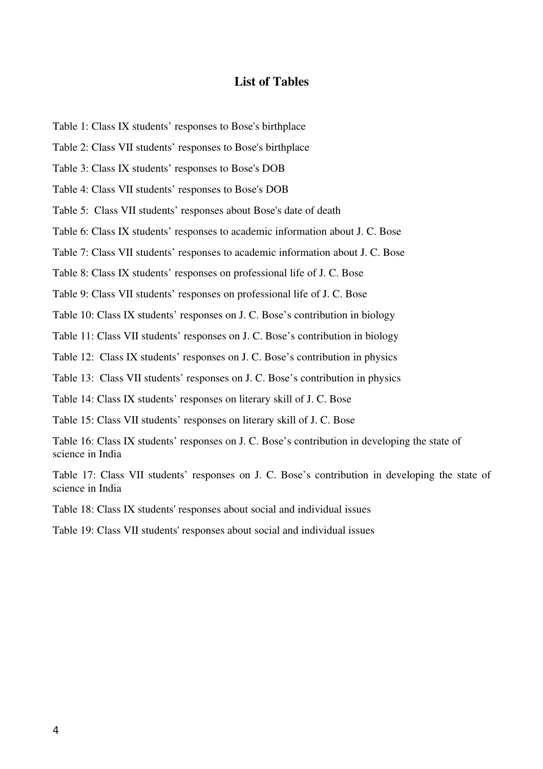## List of Tables

Table 1: Class IX students' responses to Bose's birthplace

Table 2: Class VII students' responses to Bose's birthplace

Table 3: Class IX students' responses to Bose's DOB

Table 4: Class VII students' responses to Bose's DOB

Table 5: Class VII students' responses about Bose's date of death

Table 6: Class IX students' responses to academic information about J. C. Bose

Table 7: Class VII students' responses to academic information about J. C. Bose

Table 8: Class IX students' responses on professional life of J. C. Bose

Table 9: Class VII students' responses on professional life of J. C. Bose

Table 10: Class IX students' responses on J. C. Bose's contribution in biology

Table 11: Class VII students' responses on J. C. Bose's contribution in biology

Table 12: Class IX students' responses on J. C. Bose's contribution in physics

Table 13: Class VII students' responses on J. C. Bose's contribution in physics

Table 14: Class IX students' responses on literary skill of J. C. Bose

Table 15: Class VII students' responses on literary skill of J. C. Bose

Table 16: Class IX students' responses on J. C. Bose's contribution in developing the state of science in India

Table 17: Class VII students' responses on J. C. Bose's contribution in developing the state of science in India

Table 18: Class IX students' responses about social and individual issues

Table 19: Class VII students' responses about social and individual issues